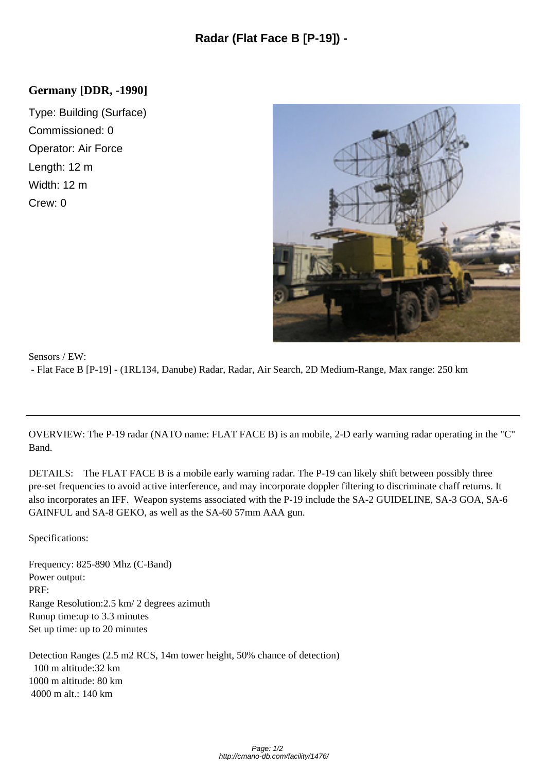# Radar (Flat Face B [P-19]) -

## Germany [DDR, -1990]

Type: Building (Surface)
Commissioned: 0
Operator: Air Force
Length: 12 m
Width: 12 m
Crew: 0

Sensors / EW:

- Flat Face B [P-19] - (1RL134, Danube) Radar, Radar, Air Search, 2D Medium-Range, Max range: 250 km

---

OVERVIEW: The P-19 radar (NATO name: FLAT FACE B) is an mobile, 2-D early warning radar operating in the "C" Band.

DETAILS: The FLAT FACE B is a mobile early warning radar. The P-19 can likely shift between possibly three pre-set frequencies to avoid active interference, and may incorporate doppler filtering to discriminate chaff returns. It also incorporates an IFF. Weapon systems associated with the P-19 include the SA-2 GUIDELINE, SA-3 GOA, SA-6 GAINFUL and SA-8 GEKO, as well as the SA-60 57mm AAA gun.

Specifications:

Frequency: 825-890 Mhz (C-Band)
Power output:
PRF:
Range Resolution:2.5 km/ 2 degrees azimuth
Runup time:up to 3.3 minutes
Set up time: up to 20 minutes

Detection Ranges (2.5 m2 RCS, 14m tower height, 50% chance of detection)
100 m altitude:32 km
1000 m altitude: 80 km
4000 m alt.: 140 km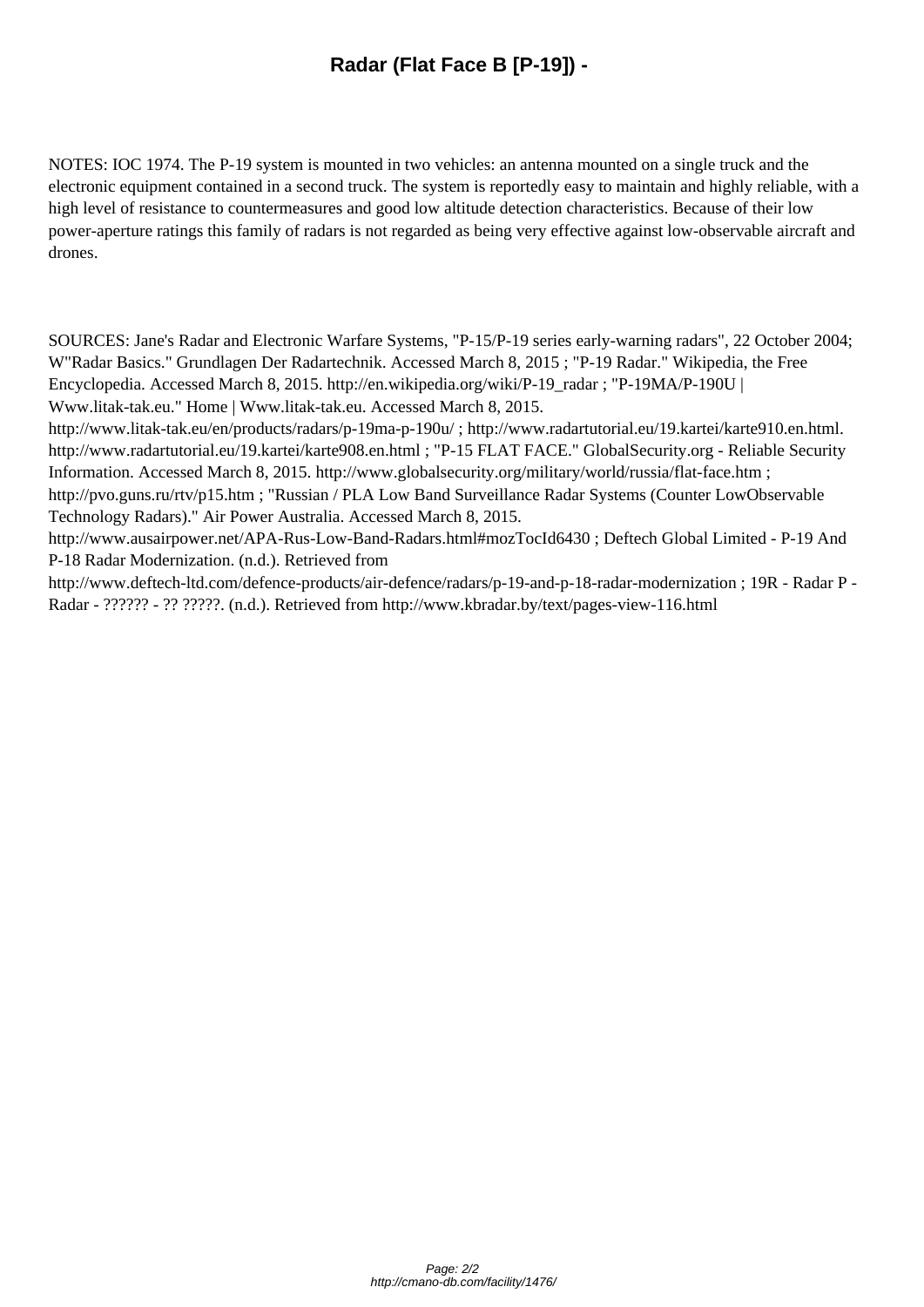# Radar (Flat Face B [P-19]) -

NOTES: IOC 1974. The P-19 system is mounted in two vehicles: an antenna mounted on a single truck and the electronic equipment contained in a second truck. The system is reportedly easy to maintain and highly reliable, with a high level of resistance to countermeasures and good low altitude detection characteristics. Because of their low power-aperture ratings this family of radars is not regarded as being very effective against low-observable aircraft and drones.

SOURCES: Jane's Radar and Electronic Warfare Systems, "P-15/P-19 series early-warning radars", 22 October 2004; W"Radar Basics." Grundlagen Der Radartechnik. Accessed March 8, 2015 ; "P-19 Radar." Wikipedia, the Free Encyclopedia. Accessed March 8, 2015. http://en.wikipedia.org/wiki/P-19_radar ; "P-19MA/P-190U | Www.litak-tak.eu." Home | Www.litak-tak.eu. Accessed March 8, 2015. http://www.litak-tak.eu/en/products/radars/p-19ma-p-190u/ ; http://www.radartutorial.eu/19.kartei/karte910.en.html. http://www.radartutorial.eu/19.kartei/karte908.en.html ; "P-15 FLAT FACE." GlobalSecurity.org - Reliable Security Information. Accessed March 8, 2015. http://www.globalsecurity.org/military/world/russia/flat-face.htm ; http://pvo.guns.ru/rtv/p15.htm ; "Russian / PLA Low Band Surveillance Radar Systems (Counter LowObservable Technology Radars)." Air Power Australia. Accessed March 8, 2015. http://www.ausairpower.net/APA-Rus-Low-Band-Radars.html#mozTocId6430 ; Deftech Global Limited - P-19 And P-18 Radar Modernization. (n.d.). Retrieved from http://www.deftech-ltd.com/defence-products/air-defence/radars/p-19-and-p-18-radar-modernization ; 19R - Radar P - Radar - ?????? - ?? ?????. (n.d.). Retrieved from http://www.kbradar.by/text/pages-view-116.html